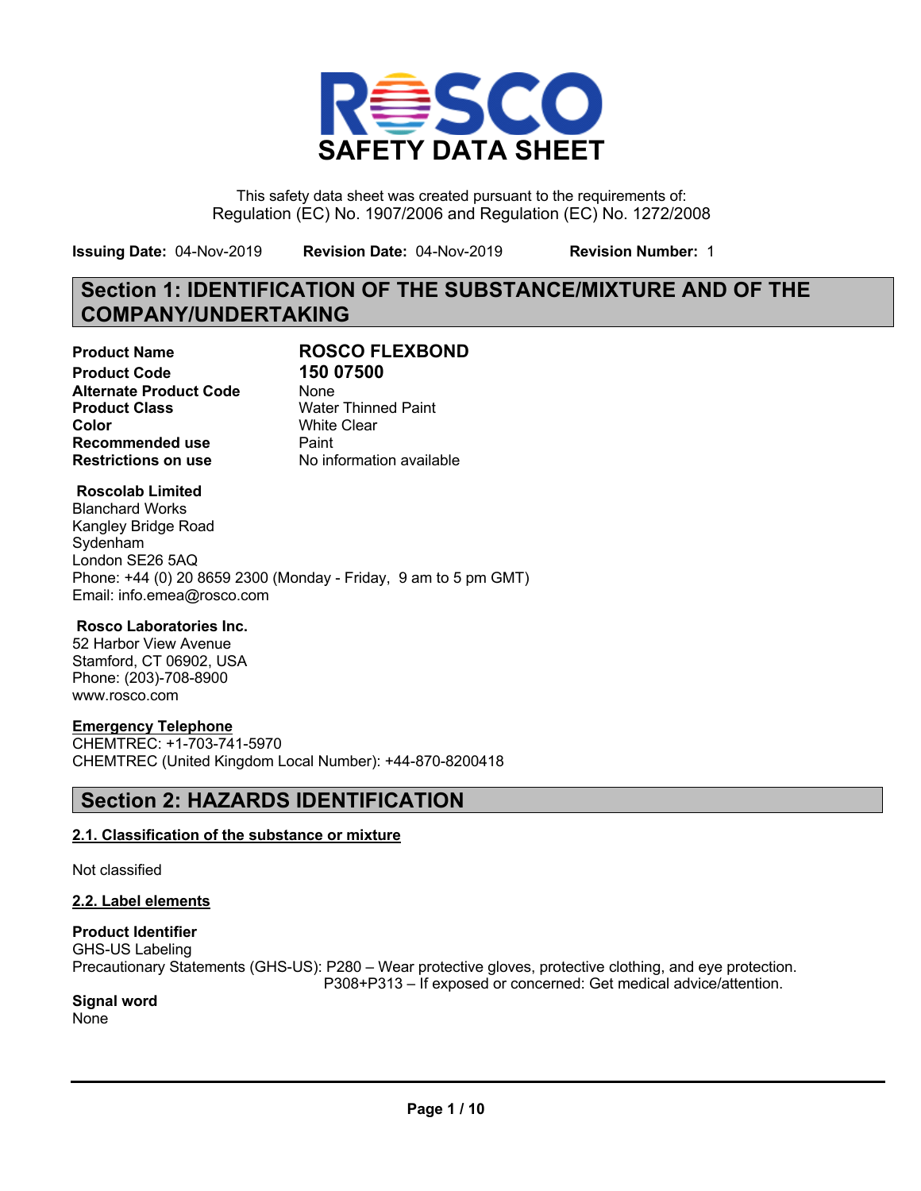# SAFETY DATA SHEET

This safety data sheet was created pursuant to the requirements of:
Regulation (EC) No. 1907/2006 and Regulation (EC) No. 1272/2008

**Issuing Date:** 04-Nov-2019 **Revision Date:** 04-Nov-2019 **Revision Number:** 1

## Section 1: IDENTIFICATION OF THE SUBSTANCE/MIXTURE AND OF THE COMPANY/UNDERTAKING

**Product Name** **ROSCO FLEXBOND**
**Product Code** **150 07500**
**Alternate Product Code** None
**Product Class** Water Thinned Paint
**Color** White Clear
**Recommended use** Paint
**Restrictions on use** No information available

**Roscolab Limited**
Blanchard Works
Kangley Bridge Road
Sydenham
London SE26 5AQ
Phone: +44 (0) 20 8659 2300 (Monday - Friday, 9 am to 5 pm GMT)
Email: info.emea@rosco.com

**Rosco Laboratories Inc.**
52 Harbor View Avenue
Stamford, CT 06902, USA
Phone: (203)-708-8900
www.rosco.com

**Emergency Telephone**
CHEMTREC: +1-703-741-5970
CHEMTREC (United Kingdom Local Number): +44-870-8200418

## Section 2: HAZARDS IDENTIFICATION

### 2.1. Classification of the substance or mixture

Not classified

### 2.2. Label elements

**Product Identifier**
GHS-US Labeling
Precautionary Statements (GHS-US): P280 – Wear protective gloves, protective clothing, and eye protection.
P308+P313 – If exposed or concerned: Get medical advice/attention.

**Signal word**
None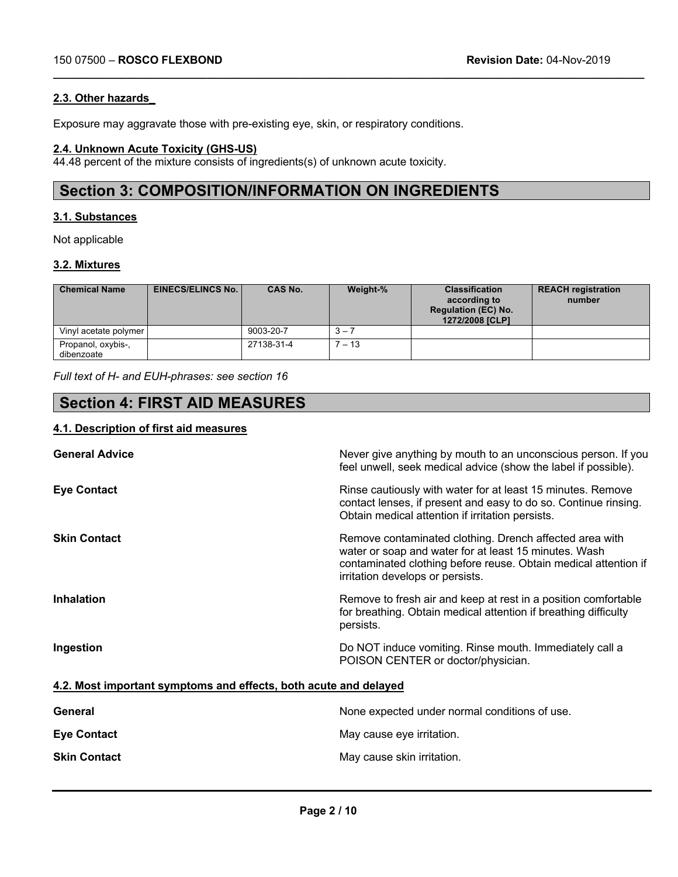#### 2.3. Other hazards_

Exposure may aggravate those with pre-existing eye, skin, or respiratory conditions.

#### 2.4. Unknown Acute Toxicity (GHS-US)

44.48 percent of the mixture consists of ingredients(s) of unknown acute toxicity.

## Section 3: COMPOSITION/INFORMATION ON INGREDIENTS

#### 3.1. Substances

Not applicable

#### 3.2. Mixtures

| Chemical Name | EINECS/ELINCS No. | CAS No. | Weight-% | Classification according to Regulation (EC) No. 1272/2008 [CLP] | REACH registration number |
|---|---|---|---|---|---|
| Vinyl acetate polymer | | 9003-20-7 | 3 – 7 | | |
| Propanol, oxybis-, dibenzoate | | 27138-31-4 | 7 – 13 | | |

*Full text of H- and EUH-phrases: see section 16*

## Section 4: FIRST AID MEASURES

#### 4.1. Description of first aid measures

**General Advice**
Never give anything by mouth to an unconscious person. If you feel unwell, seek medical advice (show the label if possible).

**Eye Contact**
Rinse cautiously with water for at least 15 minutes. Remove contact lenses, if present and easy to do so. Continue rinsing. Obtain medical attention if irritation persists.

**Skin Contact**
Remove contaminated clothing. Drench affected area with water or soap and water for at least 15 minutes. Wash contaminated clothing before reuse. Obtain medical attention if irritation develops or persists.

**Inhalation**
Remove to fresh air and keep at rest in a position comfortable for breathing. Obtain medical attention if breathing difficulty persists.

**Ingestion**
Do NOT induce vomiting. Rinse mouth. Immediately call a POISON CENTER or doctor/physician.

#### 4.2. Most important symptoms and effects, both acute and delayed

**General**
None expected under normal conditions of use.

**Eye Contact**
May cause eye irritation.

**Skin Contact**
May cause skin irritation.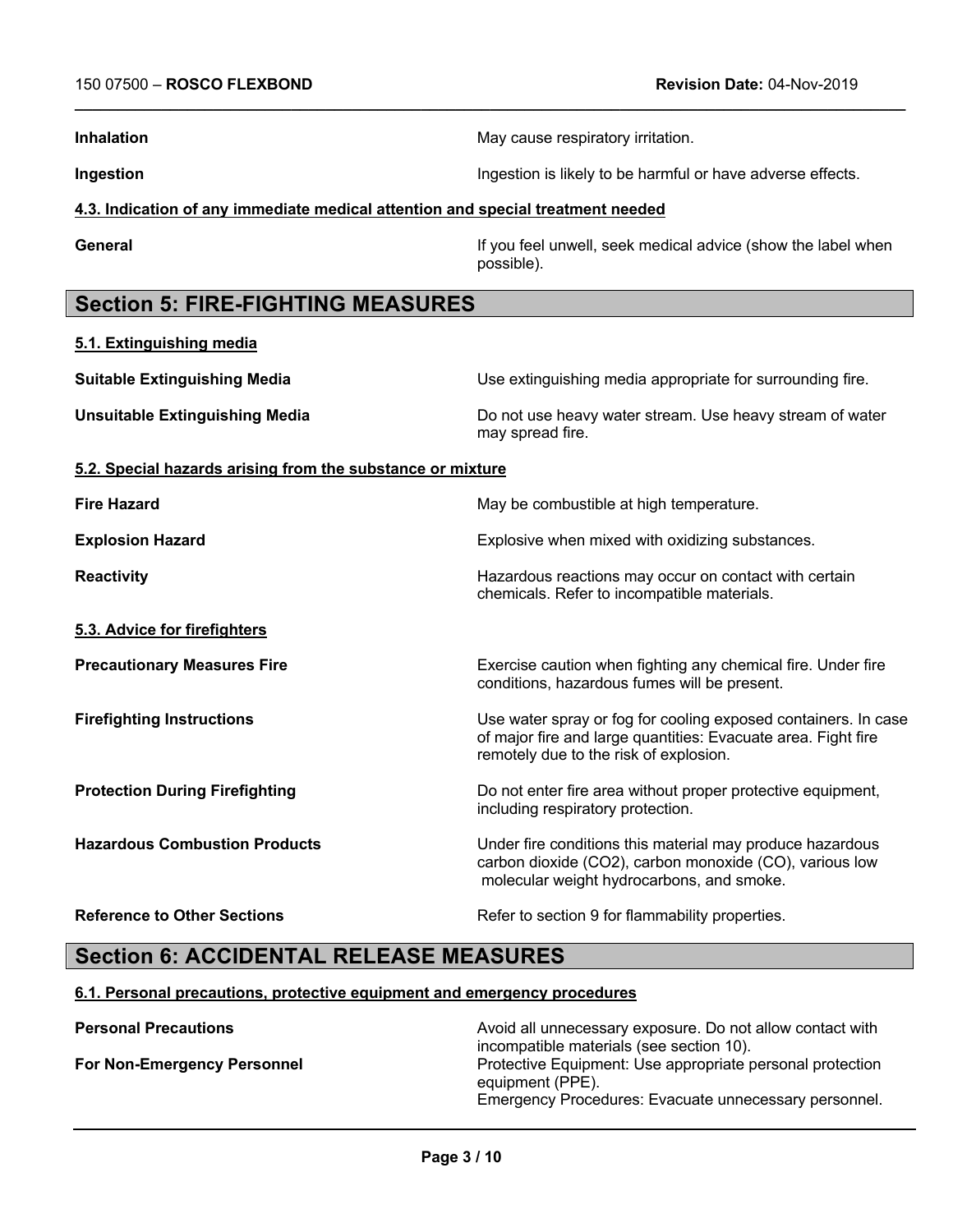| | |
|---|---|
| **Inhalation** | May cause respiratory irritation. |
| **Ingestion** | Ingestion is likely to be harmful or have adverse effects. |

### 4.3. Indication of any immediate medical attention and special treatment needed

| | |
|---|---|
| **General** | If you feel unwell, seek medical advice (show the label when possible). |

## Section 5: FIRE-FIGHTING MEASURES

### 5.1. Extinguishing media

| | |
|---|---|
| **Suitable Extinguishing Media** | Use extinguishing media appropriate for surrounding fire. |
| **Unsuitable Extinguishing Media** | Do not use heavy water stream. Use heavy stream of water may spread fire. |

### 5.2. Special hazards arising from the substance or mixture

| | |
|---|---|
| **Fire Hazard** | May be combustible at high temperature. |
| **Explosion Hazard** | Explosive when mixed with oxidizing substances. |
| **Reactivity** | Hazardous reactions may occur on contact with certain chemicals. Refer to incompatible materials. |

### 5.3. Advice for firefighters

| | |
|---|---|
| **Precautionary Measures Fire** | Exercise caution when fighting any chemical fire. Under fire conditions, hazardous fumes will be present. |
| **Firefighting Instructions** | Use water spray or fog for cooling exposed containers. In case of major fire and large quantities: Evacuate area. Fight fire remotely due to the risk of explosion. |
| **Protection During Firefighting** | Do not enter fire area without proper protective equipment, including respiratory protection. |
| **Hazardous Combustion Products** | Under fire conditions this material may produce hazardous carbon dioxide ($CO_2$), carbon monoxide (CO), various low molecular weight hydrocarbons, and smoke. |
| **Reference to Other Sections** | Refer to section 9 for flammability properties. |

## Section 6: ACCIDENTAL RELEASE MEASURES

### 6.1. Personal precautions, protective equipment and emergency procedures

| | |
|---|---|
| **Personal Precautions** | Avoid all unnecessary exposure. Do not allow contact with incompatible materials (see section 10). |
| **For Non-Emergency Personnel** | Protective Equipment: Use appropriate personal protection equipment (PPE).<br>Emergency Procedures: Evacuate unnecessary personnel. |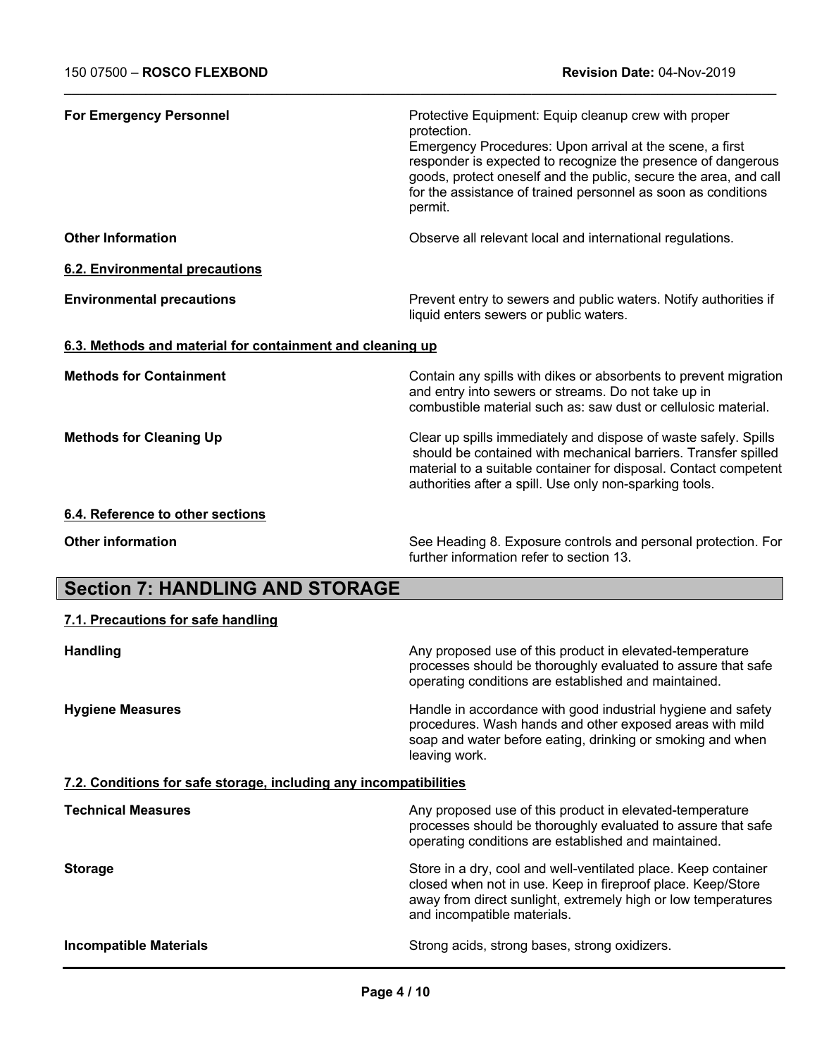| | |
|---|---|
| **For Emergency Personnel** | Protective Equipment: Equip cleanup crew with proper protection. Emergency Procedures: Upon arrival at the scene, a first responder is expected to recognize the presence of dangerous goods, protect oneself and the public, secure the area, and call for the assistance of trained personnel as soon as conditions permit. |
| **Other Information** | Observe all relevant local and international regulations. |

### 6.2. Environmental precautions

| | |
|---|---|
| **Environmental precautions** | Prevent entry to sewers and public waters. Notify authorities if liquid enters sewers or public waters. |

### 6.3. Methods and material for containment and cleaning up

| | |
|---|---|
| **Methods for Containment** | Contain any spills with dikes or absorbents to prevent migration and entry into sewers or streams. Do not take up in combustible material such as: saw dust or cellulosic material. |
| **Methods for Cleaning Up** | Clear up spills immediately and dispose of waste safely. Spills should be contained with mechanical barriers. Transfer spilled material to a suitable container for disposal. Contact competent authorities after a spill. Use only non-sparking tools. |

### 6.4. Reference to other sections

| | |
|---|---|
| **Other information** | See Heading 8. Exposure controls and personal protection. For further information refer to section 13. |

## Section 7: HANDLING AND STORAGE

### 7.1. Precautions for safe handling

| | |
|---|---|
| **Handling** | Any proposed use of this product in elevated-temperature processes should be thoroughly evaluated to assure that safe operating conditions are established and maintained. |
| **Hygiene Measures** | Handle in accordance with good industrial hygiene and safety procedures. Wash hands and other exposed areas with mild soap and water before eating, drinking or smoking and when leaving work. |

### 7.2. Conditions for safe storage, including any incompatibilities

| | |
|---|---|
| **Technical Measures** | Any proposed use of this product in elevated-temperature processes should be thoroughly evaluated to assure that safe operating conditions are established and maintained. |
| **Storage** | Store in a dry, cool and well-ventilated place. Keep container closed when not in use. Keep in fireproof place. Keep/Store away from direct sunlight, extremely high or low temperatures and incompatible materials. |
| **Incompatible Materials** | Strong acids, strong bases, strong oxidizers. |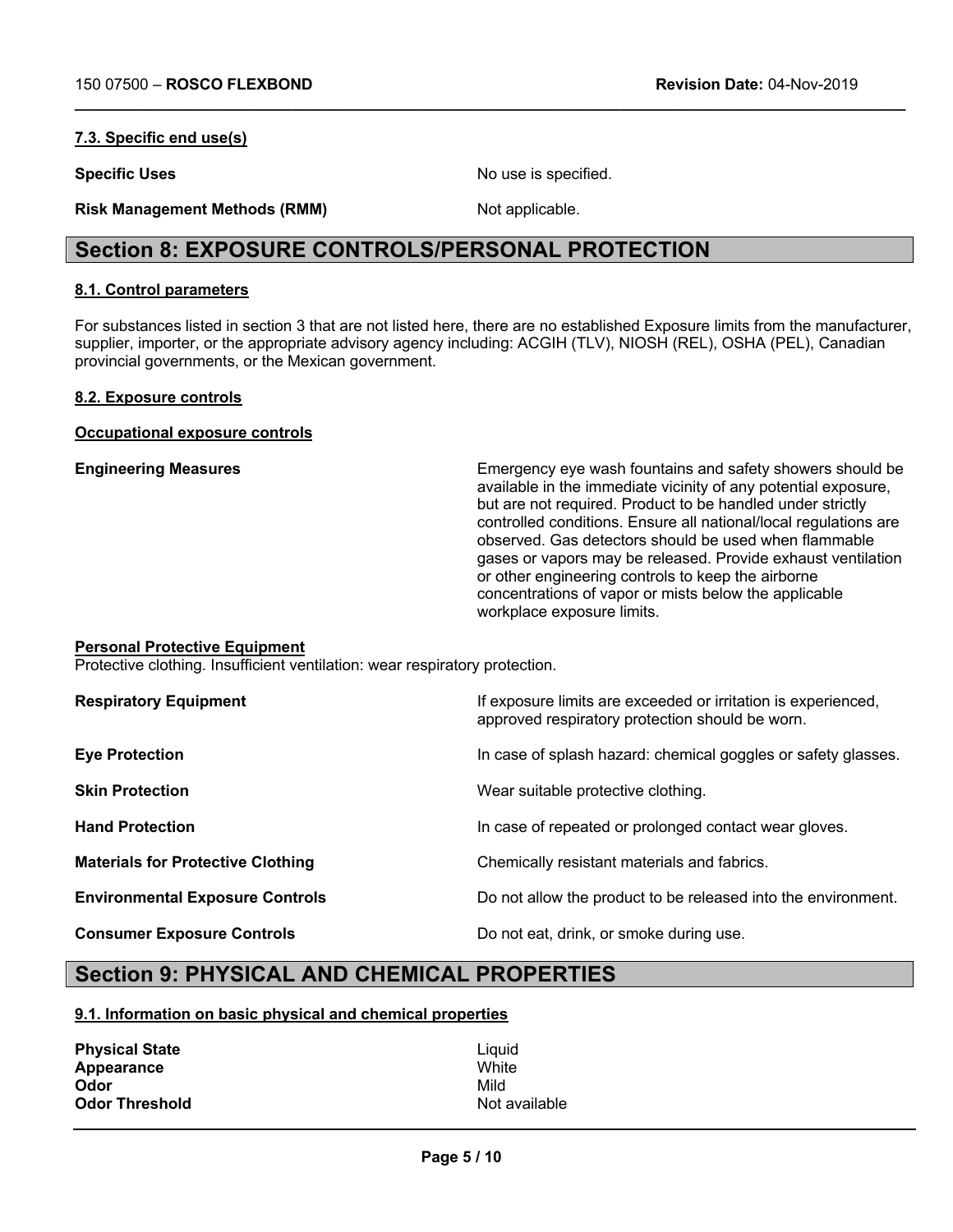#### 7.3. Specific end use(s)

| | |
|---|---|
| **Specific Uses** | No use is specified. |
| **Risk Management Methods (RMM)** | Not applicable. |

## Section 8: EXPOSURE CONTROLS/PERSONAL PROTECTION

#### 8.1. Control parameters

For substances listed in section 3 that are not listed here, there are no established Exposure limits from the manufacturer, supplier, importer, or the appropriate advisory agency including: ACGIH (TLV), NIOSH (REL), OSHA (PEL), Canadian provincial governments, or the Mexican government.

#### 8.2. Exposure controls

**Occupational exposure controls**

| | |
|---|---|
| **Engineering Measures** | Emergency eye wash fountains and safety showers should be available in the immediate vicinity of any potential exposure, but are not required. Product to be handled under strictly controlled conditions. Ensure all national/local regulations are observed. Gas detectors should be used when flammable gases or vapors may be released. Provide exhaust ventilation or other engineering controls to keep the airborne concentrations of vapor or mists below the applicable workplace exposure limits. |

**Personal Protective Equipment**

Protective clothing. Insufficient ventilation: wear respiratory protection.

| | |
|---|---|
| **Respiratory Equipment** | If exposure limits are exceeded or irritation is experienced, approved respiratory protection should be worn. |
| **Eye Protection** | In case of splash hazard: chemical goggles or safety glasses. |
| **Skin Protection** | Wear suitable protective clothing. |
| **Hand Protection** | In case of repeated or prolonged contact wear gloves. |
| **Materials for Protective Clothing** | Chemically resistant materials and fabrics. |
| **Environmental Exposure Controls** | Do not allow the product to be released into the environment. |
| **Consumer Exposure Controls** | Do not eat, drink, or smoke during use. |

## Section 9: PHYSICAL AND CHEMICAL PROPERTIES

#### 9.1. Information on basic physical and chemical properties

| | |
|---|---|
| **Physical State** | Liquid |
| **Appearance** | White |
| **Odor** | Mild |
| **Odor Threshold** | Not available |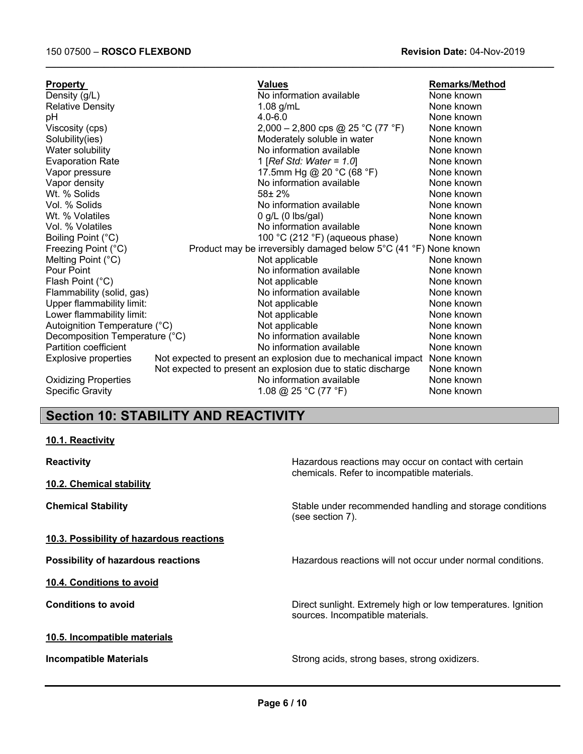| Property | Values | Remarks/Method |
|---|---|---|
| Density (g/L) | No information available | None known |
| Relative Density | 1.08 g/mL | None known |
| pH | 4.0-6.0 | None known |
| Viscosity (cps) | 2,000 – 2,800 cps @ 25 °C (77 °F) | None known |
| Solubility(ies) | Moderately soluble in water | None known |
| Water solubility | No information available | None known |
| Evaporation Rate | 1 [*Ref Std: Water = 1.0*] | None known |
| Vapor pressure | 17.5mm Hg @ 20 °C (68 °F) | None known |
| Vapor density | No information available | None known |
| Wt. % Solids | 58± 2% | None known |
| Vol. % Solids | No information available | None known |
| Wt. % Volatiles | 0 g/L (0 lbs/gal) | None known |
| Vol. % Volatiles | No information available | None known |
| Boiling Point (°C) | 100 °C (212 °F) (aqueous phase) | None known |
| Freezing Point (°C) | Product may be irreversibly damaged below 5°C (41 °F) | None known |
| Melting Point (°C) | Not applicable | None known |
| Pour Point | No information available | None known |
| Flash Point (°C) | Not applicable | None known |
| Flammability (solid, gas) | No information available | None known |
| Upper flammability limit: | Not applicable | None known |
| Lower flammability limit: | Not applicable | None known |
| Autoignition Temperature (°C) | Not applicable | None known |
| Decomposition Temperature (°C) | No information available | None known |
| Partition coefficient | No information available | None known |
| Explosive properties | Not expected to present an explosion due to mechanical impact | None known |
| | Not expected to present an explosion due to static discharge | None known |
| Oxidizing Properties | No information available | None known |
| Specific Gravity | 1.08 @ 25 °C (77 °F) | None known |

## Section 10: STABILITY AND REACTIVITY

### 10.1. Reactivity

**Reactivity** — Hazardous reactions may occur on contact with certain chemicals. Refer to incompatible materials.

### 10.2. Chemical stability

**Chemical Stability** — Stable under recommended handling and storage conditions (see section 7).

### 10.3. Possibility of hazardous reactions

**Possibility of hazardous reactions** — Hazardous reactions will not occur under normal conditions.

### 10.4. Conditions to avoid

**Conditions to avoid** — Direct sunlight. Extremely high or low temperatures. Ignition sources. Incompatible materials.

### 10.5. Incompatible materials

**Incompatible Materials** — Strong acids, strong bases, strong oxidizers.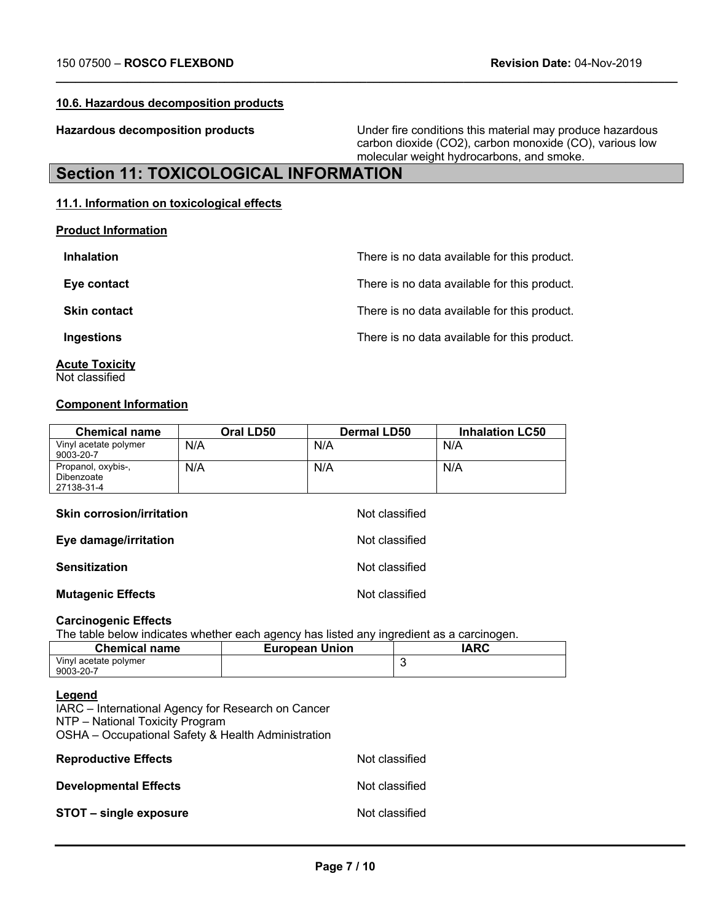#### 10.6. Hazardous decomposition products

**Hazardous decomposition products** — Under fire conditions this material may produce hazardous carbon dioxide ($CO_2$), carbon monoxide (CO), various low molecular weight hydrocarbons, and smoke.

## Section 11: TOXICOLOGICAL INFORMATION

#### 11.1. Information on toxicological effects

**Product Information**

**Inhalation** — There is no data available for this product.

**Eye contact** — There is no data available for this product.

**Skin contact** — There is no data available for this product.

**Ingestions** — There is no data available for this product.

**Acute Toxicity**
Not classified

**Component Information**

| Chemical name | Oral LD50 | Dermal LD50 | Inhalation LC50 |
|---|---|---|---|
| Vinyl acetate polymer 9003-20-7 | N/A | N/A | N/A |
| Propanol, oxybis-, Dibenzoate 27138-31-4 | N/A | N/A | N/A |

**Skin corrosion/irritation** — Not classified

**Eye damage/irritation** — Not classified

**Sensitization** — Not classified

**Mutagenic Effects** — Not classified

**Carcinogenic Effects**
The table below indicates whether each agency has listed any ingredient as a carcinogen.

| Chemical name | European Union | IARC |
|---|---|---|
| Vinyl acetate polymer 9003-20-7 | | 3 |

**Legend**
IARC – International Agency for Research on Cancer
NTP – National Toxicity Program
OSHA – Occupational Safety & Health Administration

**Reproductive Effects** — Not classified

**Developmental Effects** — Not classified

**STOT – single exposure** — Not classified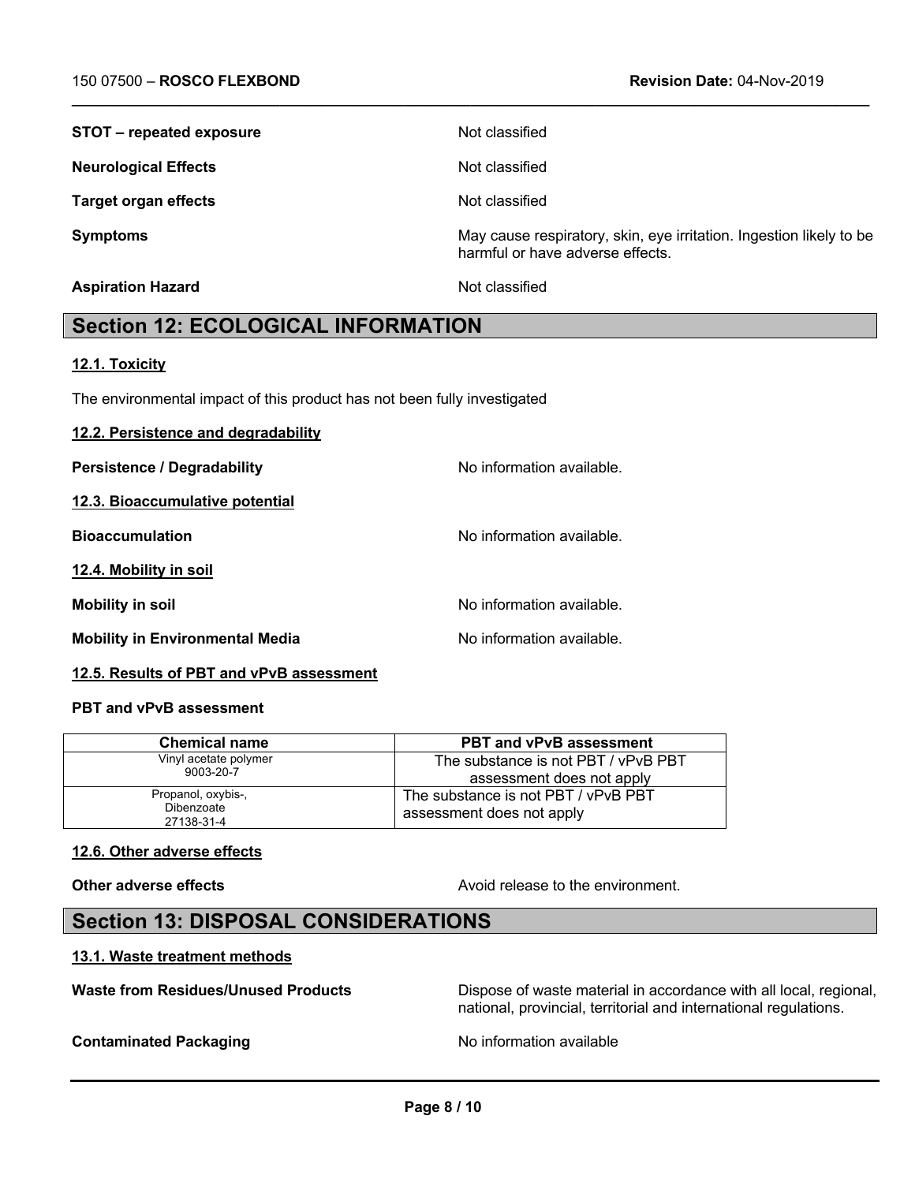**STOT – repeated exposure** Not classified

**Neurological Effects** Not classified

**Target organ effects** Not classified

**Symptoms** May cause respiratory, skin, eye irritation. Ingestion likely to be harmful or have adverse effects.

**Aspiration Hazard** Not classified

## Section 12: ECOLOGICAL INFORMATION

### 12.1. Toxicity

The environmental impact of this product has not been fully investigated

### 12.2. Persistence and degradability

**Persistence / Degradability** No information available.

### 12.3. Bioaccumulative potential

**Bioaccumulation** No information available.

### 12.4. Mobility in soil

**Mobility in soil** No information available.

**Mobility in Environmental Media** No information available.

### 12.5. Results of PBT and vPvB assessment

**PBT and vPvB assessment**

| Chemical name | PBT and vPvB assessment |
|---|---|
| Vinyl acetate polymer 9003-20-7 | The substance is not PBT / vPvB PBT assessment does not apply |
| Propanol, oxybis-, Dibenzoate 27138-31-4 | The substance is not PBT / vPvB PBT assessment does not apply |

### 12.6. Other adverse effects

**Other adverse effects** Avoid release to the environment.

## Section 13: DISPOSAL CONSIDERATIONS

### 13.1. Waste treatment methods

**Waste from Residues/Unused Products** Dispose of waste material in accordance with all local, regional, national, provincial, territorial and international regulations.

**Contaminated Packaging** No information available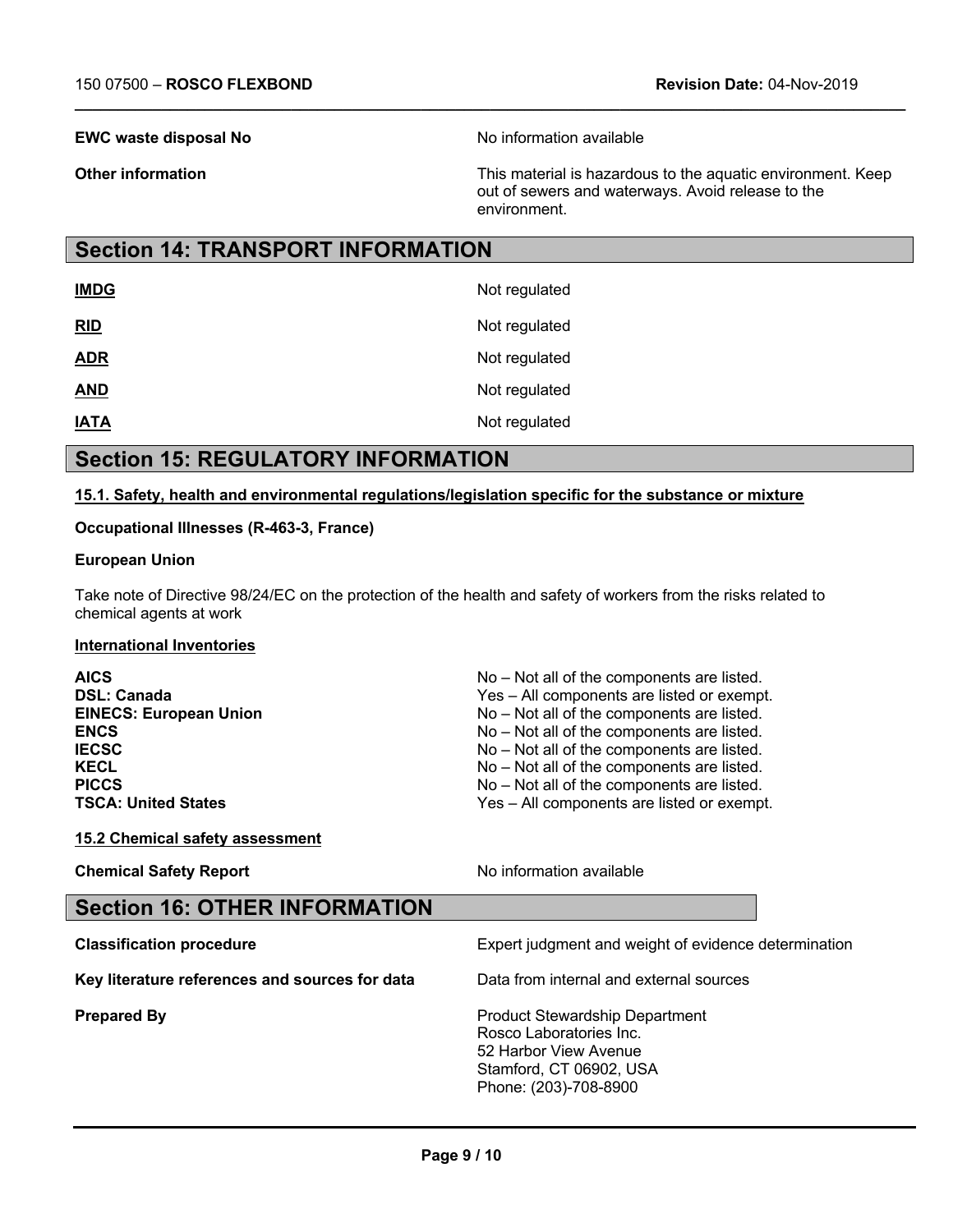**EWC waste disposal No** — No information available

**Other information** — This material is hazardous to the aquatic environment. Keep out of sewers and waterways. Avoid release to the environment.

## Section 14: TRANSPORT INFORMATION

| | |
|---|---|
| **IMDG** | Not regulated |
| **RID** | Not regulated |
| **ADR** | Not regulated |
| **AND** | Not regulated |
| **IATA** | Not regulated |

## Section 15: REGULATORY INFORMATION

### 15.1. Safety, health and environmental regulations/legislation specific for the substance or mixture

**Occupational Illnesses (R-463-3, France)**

**European Union**

Take note of Directive 98/24/EC on the protection of the health and safety of workers from the risks related to chemical agents at work

**International Inventories**

| | |
|---|---|
| **AICS** | No – Not all of the components are listed. |
| **DSL: Canada** | Yes – All components are listed or exempt. |
| **EINECS: European Union** | No – Not all of the components are listed. |
| **ENCS** | No – Not all of the components are listed. |
| **IECSC** | No – Not all of the components are listed. |
| **KECL** | No – Not all of the components are listed. |
| **PICCS** | No – Not all of the components are listed. |
| **TSCA: United States** | Yes – All components are listed or exempt. |

### 15.2 Chemical safety assessment

**Chemical Safety Report** — No information available

## Section 16: OTHER INFORMATION

**Classification procedure** — Expert judgment and weight of evidence determination

**Key literature references and sources for data** — Data from internal and external sources

**Prepared By**

Product Stewardship Department
Rosco Laboratories Inc.
52 Harbor View Avenue
Stamford, CT 06902, USA
Phone: (203)-708-8900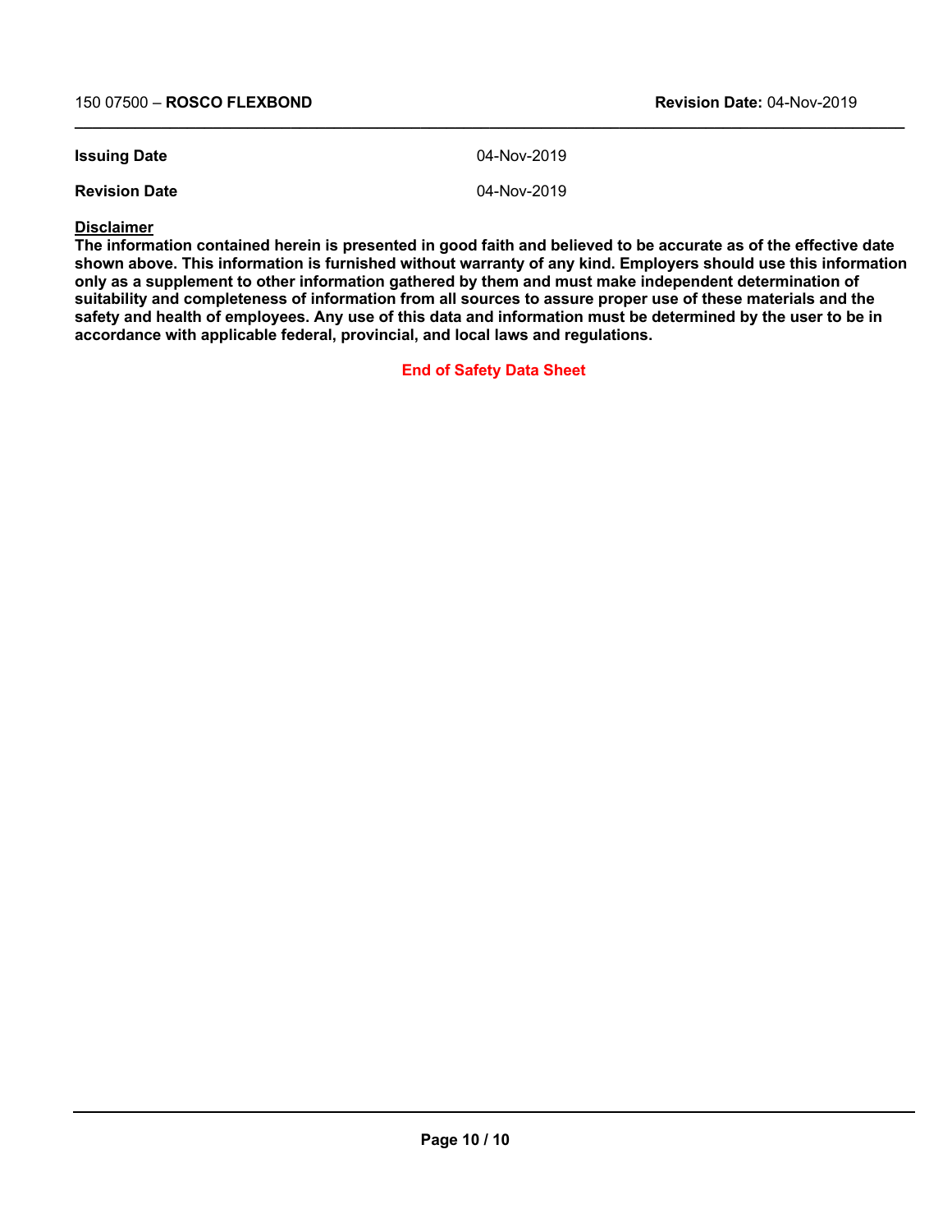**Issuing Date** 04-Nov-2019

**Revision Date** 04-Nov-2019

**Disclaimer**

**The information contained herein is presented in good faith and believed to be accurate as of the effective date shown above. This information is furnished without warranty of any kind. Employers should use this information only as a supplement to other information gathered by them and must make independent determination of suitability and completeness of information from all sources to assure proper use of these materials and the safety and health of employees. Any use of this data and information must be determined by the user to be in accordance with applicable federal, provincial, and local laws and regulations.**

**End of Safety Data Sheet**